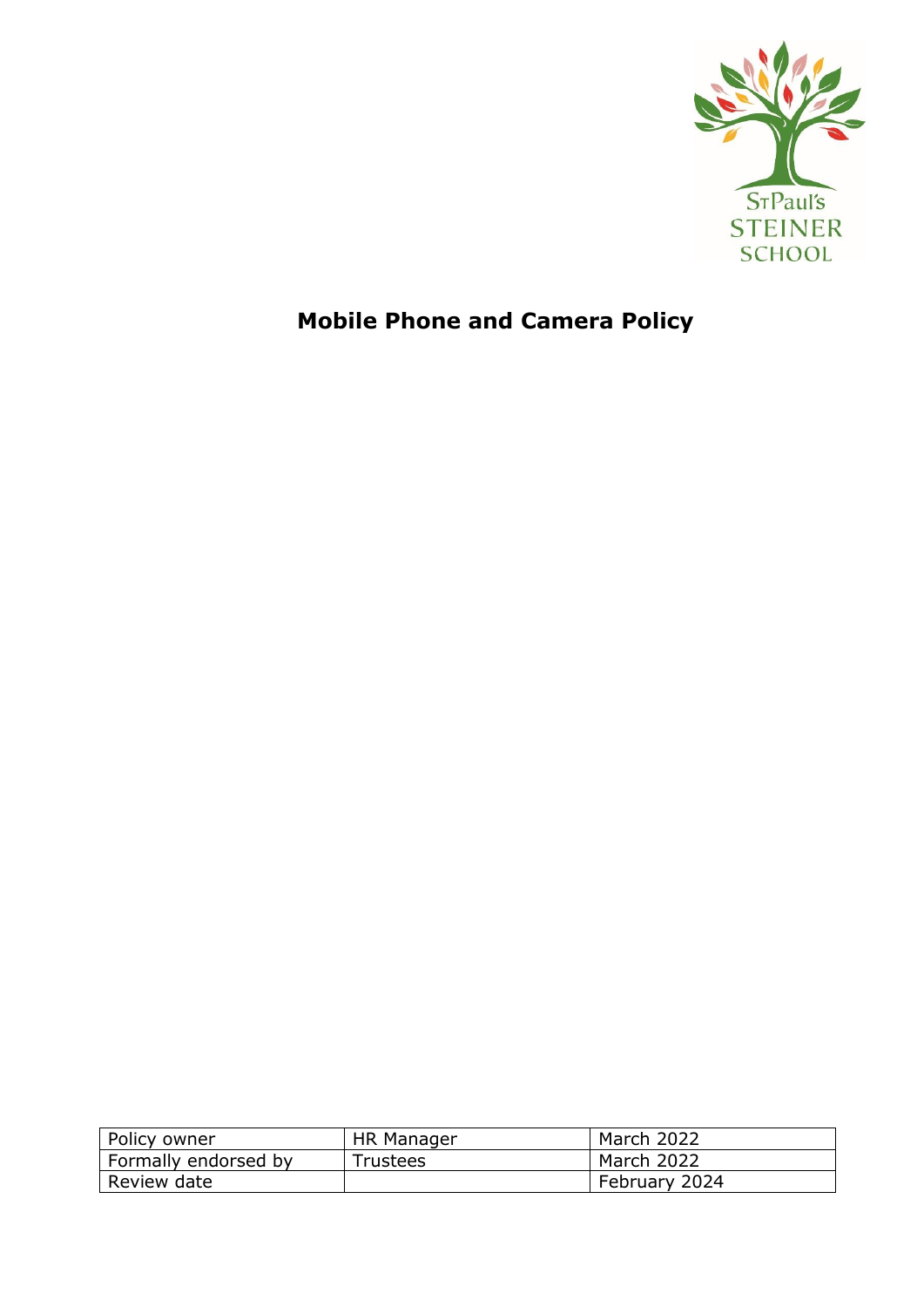St Paul's STEINER SCHOOL

# Mobile Phone and Camera Policy

| Policy owner | HR Manager | March 2022 |
| --- | --- | --- |
| Formally endorsed by | Trustees | March 2022 |
| Review date | | February 2024 |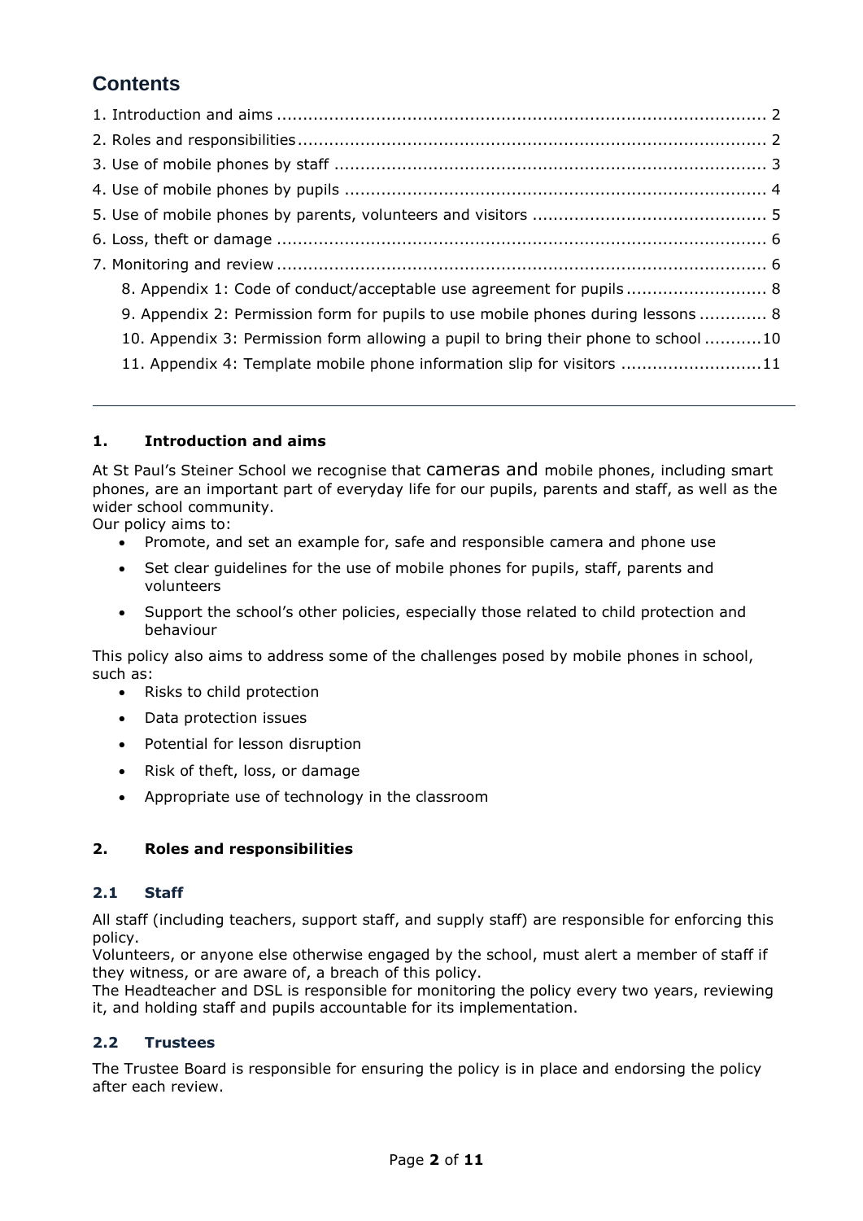# Contents

1. Introduction and aims ............................................................................................... 2
2. Roles and responsibilities ........................................................................................... 2
3. Use of mobile phones by staff ..................................................................................... 3
4. Use of mobile phones by pupils ................................................................................... 4
5. Use of mobile phones by parents, volunteers and visitors ............................................. 5
6. Loss, theft or damage ................................................................................................ 6
7. Monitoring and review ................................................................................................ 6
    8. Appendix 1: Code of conduct/acceptable use agreement for pupils ........................... 8
    9. Appendix 2: Permission form for pupils to use mobile phones during lessons ............. 8
    10. Appendix 3: Permission form allowing a pupil to bring their phone to school ...........10
    11. Appendix 4: Template mobile phone information slip for visitors ...........................11

---

## 1. Introduction and aims

At St Paul's Steiner School we recognise that cameras and mobile phones, including smart phones, are an important part of everyday life for our pupils, parents and staff, as well as the wider school community.

Our policy aims to:

- Promote, and set an example for, safe and responsible camera and phone use
- Set clear guidelines for the use of mobile phones for pupils, staff, parents and volunteers
- Support the school's other policies, especially those related to child protection and behaviour

This policy also aims to address some of the challenges posed by mobile phones in school, such as:

- Risks to child protection
- Data protection issues
- Potential for lesson disruption
- Risk of theft, loss, or damage
- Appropriate use of technology in the classroom

## 2. Roles and responsibilities

### 2.1 Staff

All staff (including teachers, support staff, and supply staff) are responsible for enforcing this policy.

Volunteers, or anyone else otherwise engaged by the school, must alert a member of staff if they witness, or are aware of, a breach of this policy.

The Headteacher and DSL is responsible for monitoring the policy every two years, reviewing it, and holding staff and pupils accountable for its implementation.

### 2.2 Trustees

The Trustee Board is responsible for ensuring the policy is in place and endorsing the policy after each review.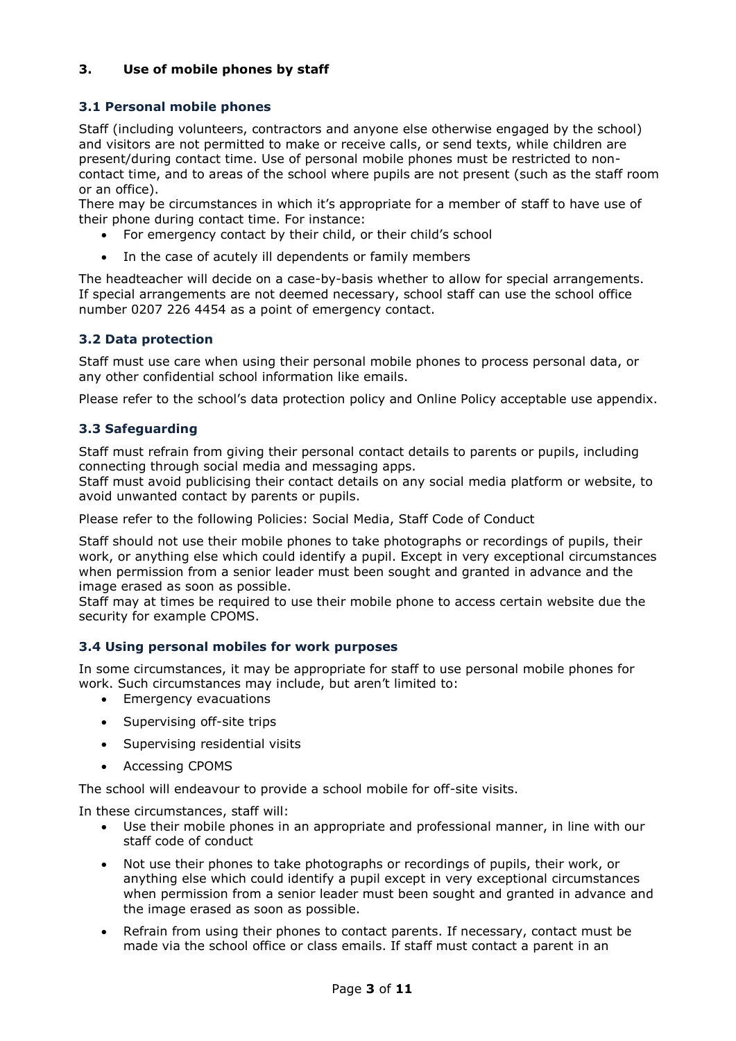## 3. Use of mobile phones by staff

### 3.1 Personal mobile phones

Staff (including volunteers, contractors and anyone else otherwise engaged by the school) and visitors are not permitted to make or receive calls, or send texts, while children are present/during contact time. Use of personal mobile phones must be restricted to non-contact time, and to areas of the school where pupils are not present (such as the staff room or an office).

There may be circumstances in which it's appropriate for a member of staff to have use of their phone during contact time. For instance:

- For emergency contact by their child, or their child's school
- In the case of acutely ill dependents or family members

The headteacher will decide on a case-by-basis whether to allow for special arrangements. If special arrangements are not deemed necessary, school staff can use the school office number 0207 226 4454 as a point of emergency contact.

### 3.2 Data protection

Staff must use care when using their personal mobile phones to process personal data, or any other confidential school information like emails.

Please refer to the school's data protection policy and Online Policy acceptable use appendix.

### 3.3 Safeguarding

Staff must refrain from giving their personal contact details to parents or pupils, including connecting through social media and messaging apps.

Staff must avoid publicising their contact details on any social media platform or website, to avoid unwanted contact by parents or pupils.

Please refer to the following Policies: Social Media, Staff Code of Conduct

Staff should not use their mobile phones to take photographs or recordings of pupils, their work, or anything else which could identify a pupil. Except in very exceptional circumstances when permission from a senior leader must been sought and granted in advance and the image erased as soon as possible.

Staff may at times be required to use their mobile phone to access certain website due the security for example CPOMS.

### 3.4 Using personal mobiles for work purposes

In some circumstances, it may be appropriate for staff to use personal mobile phones for work. Such circumstances may include, but aren't limited to:

- Emergency evacuations
- Supervising off-site trips
- Supervising residential visits
- Accessing CPOMS

The school will endeavour to provide a school mobile for off-site visits.

In these circumstances, staff will:

- Use their mobile phones in an appropriate and professional manner, in line with our staff code of conduct
- Not use their phones to take photographs or recordings of pupils, their work, or anything else which could identify a pupil except in very exceptional circumstances when permission from a senior leader must been sought and granted in advance and the image erased as soon as possible.
- Refrain from using their phones to contact parents. If necessary, contact must be made via the school office or class emails. If staff must contact a parent in an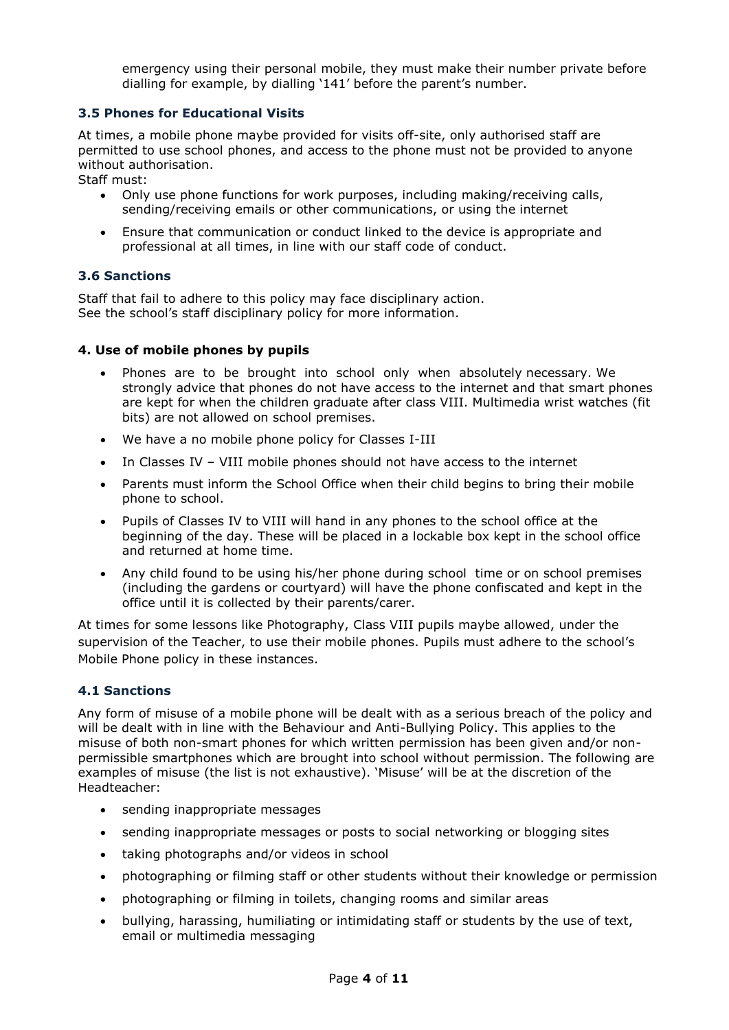emergency using their personal mobile, they must make their number private before dialling for example, by dialling '141' before the parent's number.

### 3.5 Phones for Educational Visits

At times, a mobile phone maybe provided for visits off-site, only authorised staff are permitted to use school phones, and access to the phone must not be provided to anyone without authorisation.

Staff must:

- Only use phone functions for work purposes, including making/receiving calls, sending/receiving emails or other communications, or using the internet
- Ensure that communication or conduct linked to the device is appropriate and professional at all times, in line with our staff code of conduct.

### 3.6 Sanctions

Staff that fail to adhere to this policy may face disciplinary action.
See the school's staff disciplinary policy for more information.

## 4. Use of mobile phones by pupils

- Phones are to be brought into school only when absolutely necessary. We strongly advice that phones do not have access to the internet and that smart phones are kept for when the children graduate after class VIII. Multimedia wrist watches (fit bits) are not allowed on school premises.
- We have a no mobile phone policy for Classes I-III
- In Classes IV – VIII mobile phones should not have access to the internet
- Parents must inform the School Office when their child begins to bring their mobile phone to school.
- Pupils of Classes IV to VIII will hand in any phones to the school office at the beginning of the day. These will be placed in a lockable box kept in the school office and returned at home time.
- Any child found to be using his/her phone during school time or on school premises (including the gardens or courtyard) will have the phone confiscated and kept in the office until it is collected by their parents/carer.

At times for some lessons like Photography, Class VIII pupils maybe allowed, under the supervision of the Teacher, to use their mobile phones. Pupils must adhere to the school's Mobile Phone policy in these instances.

### 4.1 Sanctions

Any form of misuse of a mobile phone will be dealt with as a serious breach of the policy and will be dealt with in line with the Behaviour and Anti-Bullying Policy. This applies to the misuse of both non-smart phones for which written permission has been given and/or non-permissible smartphones which are brought into school without permission. The following are examples of misuse (the list is not exhaustive). 'Misuse' will be at the discretion of the Headteacher:

- sending inappropriate messages
- sending inappropriate messages or posts to social networking or blogging sites
- taking photographs and/or videos in school
- photographing or filming staff or other students without their knowledge or permission
- photographing or filming in toilets, changing rooms and similar areas
- bullying, harassing, humiliating or intimidating staff or students by the use of text, email or multimedia messaging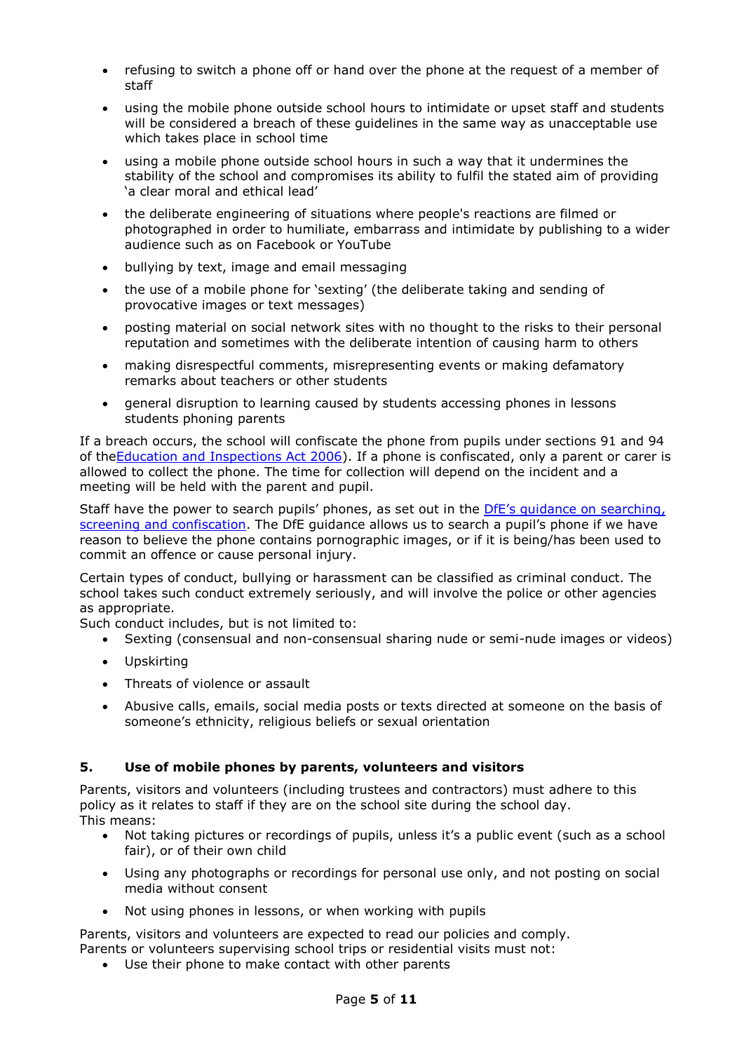- refusing to switch a phone off or hand over the phone at the request of a member of staff
- using the mobile phone outside school hours to intimidate or upset staff and students will be considered a breach of these guidelines in the same way as unacceptable use which takes place in school time
- using a mobile phone outside school hours in such a way that it undermines the stability of the school and compromises its ability to fulfil the stated aim of providing 'a clear moral and ethical lead'
- the deliberate engineering of situations where people's reactions are filmed or photographed in order to humiliate, embarrass and intimidate by publishing to a wider audience such as on Facebook or YouTube
- bullying by text, image and email messaging
- the use of a mobile phone for 'sexting' (the deliberate taking and sending of provocative images or text messages)
- posting material on social network sites with no thought to the risks to their personal reputation and sometimes with the deliberate intention of causing harm to others
- making disrespectful comments, misrepresenting events or making defamatory remarks about teachers or other students
- general disruption to learning caused by students accessing phones in lessons students phoning parents

If a breach occurs, the school will confiscate the phone from pupils under sections 91 and 94 of theEducation and Inspections Act 2006). If a phone is confiscated, only a parent or carer is allowed to collect the phone. The time for collection will depend on the incident and a meeting will be held with the parent and pupil.

Staff have the power to search pupils' phones, as set out in the DfE's guidance on searching, screening and confiscation. The DfE guidance allows us to search a pupil's phone if we have reason to believe the phone contains pornographic images, or if it is being/has been used to commit an offence or cause personal injury.

Certain types of conduct, bullying or harassment can be classified as criminal conduct. The school takes such conduct extremely seriously, and will involve the police or other agencies as appropriate.
Such conduct includes, but is not limited to:

- Sexting (consensual and non-consensual sharing nude or semi-nude images or videos)
- Upskirting
- Threats of violence or assault
- Abusive calls, emails, social media posts or texts directed at someone on the basis of someone's ethnicity, religious beliefs or sexual orientation

## 5. Use of mobile phones by parents, volunteers and visitors

Parents, visitors and volunteers (including trustees and contractors) must adhere to this policy as it relates to staff if they are on the school site during the school day.
This means:

- Not taking pictures or recordings of pupils, unless it's a public event (such as a school fair), or of their own child
- Using any photographs or recordings for personal use only, and not posting on social media without consent
- Not using phones in lessons, or when working with pupils

Parents, visitors and volunteers are expected to read our policies and comply.
Parents or volunteers supervising school trips or residential visits must not:

- Use their phone to make contact with other parents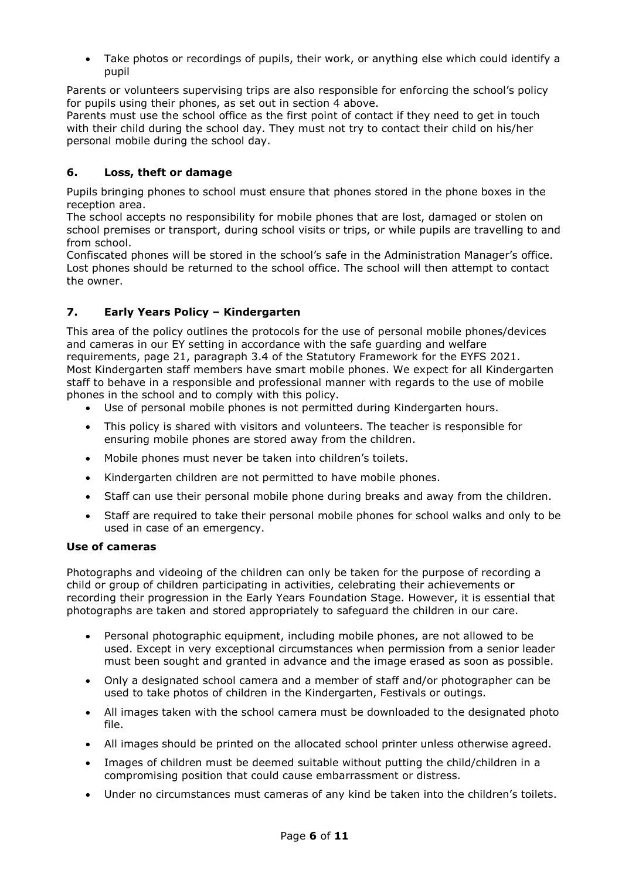- Take photos or recordings of pupils, their work, or anything else which could identify a pupil

Parents or volunteers supervising trips are also responsible for enforcing the school's policy for pupils using their phones, as set out in section 4 above.
Parents must use the school office as the first point of contact if they need to get in touch with their child during the school day. They must not try to contact their child on his/her personal mobile during the school day.

## 6. Loss, theft or damage

Pupils bringing phones to school must ensure that phones stored in the phone boxes in the reception area.
The school accepts no responsibility for mobile phones that are lost, damaged or stolen on school premises or transport, during school visits or trips, or while pupils are travelling to and from school.
Confiscated phones will be stored in the school's safe in the Administration Manager's office.
Lost phones should be returned to the school office. The school will then attempt to contact the owner.

## 7. Early Years Policy – Kindergarten

This area of the policy outlines the protocols for the use of personal mobile phones/devices and cameras in our EY setting in accordance with the safe guarding and welfare requirements, page 21, paragraph 3.4 of the Statutory Framework for the EYFS 2021.
Most Kindergarten staff members have smart mobile phones. We expect for all Kindergarten staff to behave in a responsible and professional manner with regards to the use of mobile phones in the school and to comply with this policy.

- Use of personal mobile phones is not permitted during Kindergarten hours.
- This policy is shared with visitors and volunteers. The teacher is responsible for ensuring mobile phones are stored away from the children.
- Mobile phones must never be taken into children's toilets.
- Kindergarten children are not permitted to have mobile phones.
- Staff can use their personal mobile phone during breaks and away from the children.
- Staff are required to take their personal mobile phones for school walks and only to be used in case of an emergency.

### Use of cameras

Photographs and videoing of the children can only be taken for the purpose of recording a child or group of children participating in activities, celebrating their achievements or recording their progression in the Early Years Foundation Stage. However, it is essential that photographs are taken and stored appropriately to safeguard the children in our care.

- Personal photographic equipment, including mobile phones, are not allowed to be used. Except in very exceptional circumstances when permission from a senior leader must been sought and granted in advance and the image erased as soon as possible.
- Only a designated school camera and a member of staff and/or photographer can be used to take photos of children in the Kindergarten, Festivals or outings.
- All images taken with the school camera must be downloaded to the designated photo file.
- All images should be printed on the allocated school printer unless otherwise agreed.
- Images of children must be deemed suitable without putting the child/children in a compromising position that could cause embarrassment or distress.
- Under no circumstances must cameras of any kind be taken into the children's toilets.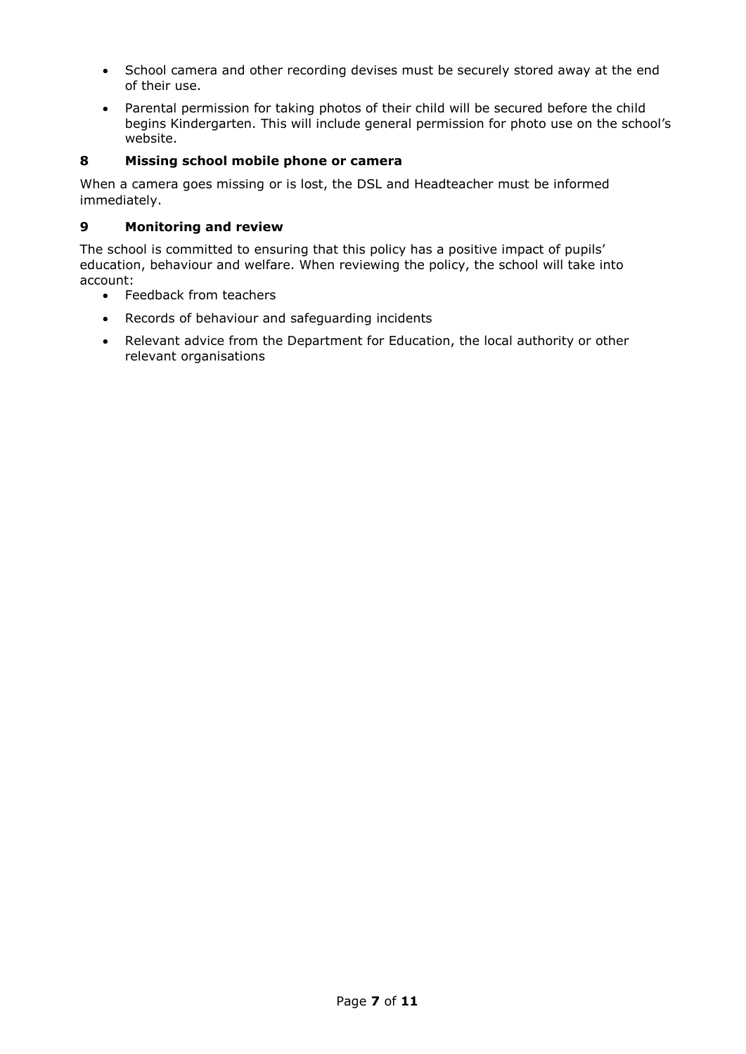- School camera and other recording devises must be securely stored away at the end of their use.
- Parental permission for taking photos of their child will be secured before the child begins Kindergarten. This will include general permission for photo use on the school's website.

## 8 Missing school mobile phone or camera

When a camera goes missing or is lost, the DSL and Headteacher must be informed immediately.

## 9 Monitoring and review

The school is committed to ensuring that this policy has a positive impact of pupils' education, behaviour and welfare. When reviewing the policy, the school will take into account:

- Feedback from teachers
- Records of behaviour and safeguarding incidents
- Relevant advice from the Department for Education, the local authority or other relevant organisations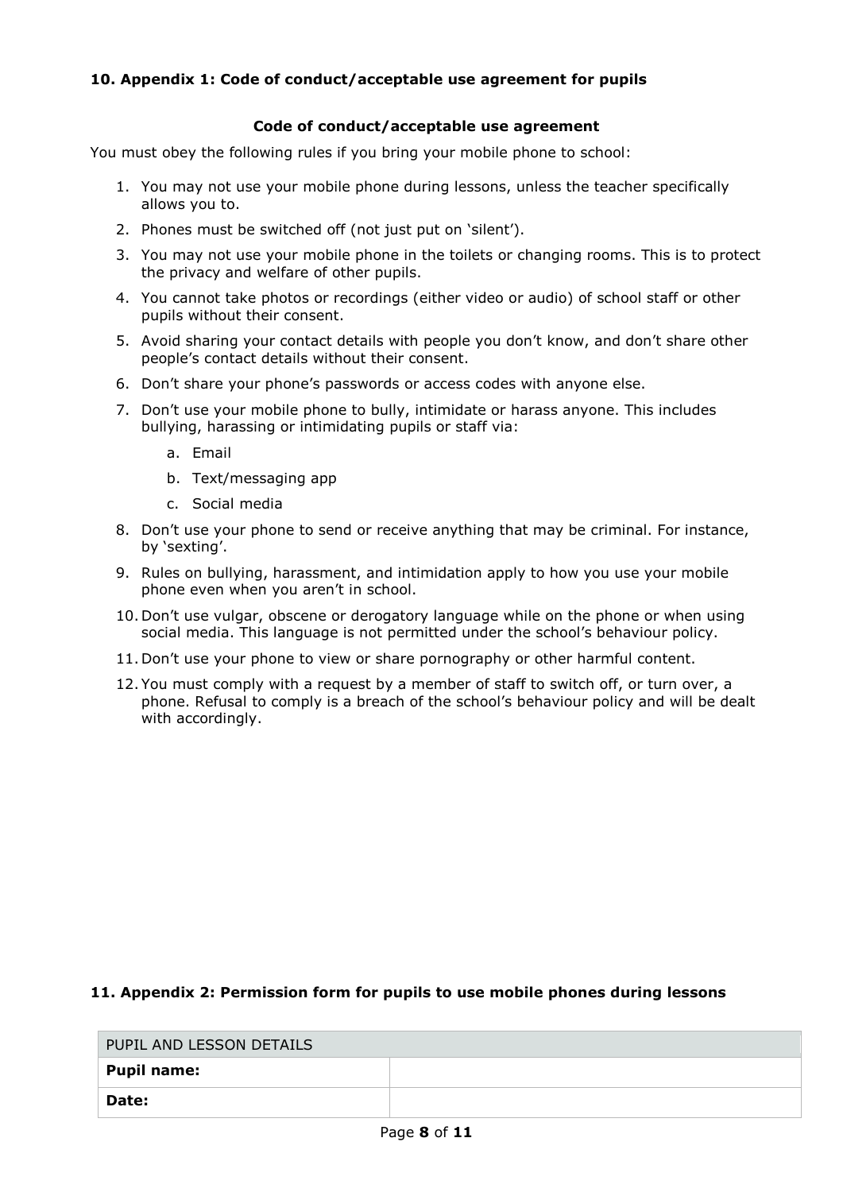## 10. Appendix 1: Code of conduct/acceptable use agreement for pupils

**Code of conduct/acceptable use agreement**

You must obey the following rules if you bring your mobile phone to school:

1. You may not use your mobile phone during lessons, unless the teacher specifically allows you to.
2. Phones must be switched off (not just put on 'silent').
3. You may not use your mobile phone in the toilets or changing rooms. This is to protect the privacy and welfare of other pupils.
4. You cannot take photos or recordings (either video or audio) of school staff or other pupils without their consent.
5. Avoid sharing your contact details with people you don't know, and don't share other people's contact details without their consent.
6. Don't share your phone's passwords or access codes with anyone else.
7. Don't use your mobile phone to bully, intimidate or harass anyone. This includes bullying, harassing or intimidating pupils or staff via:
   a. Email
   b. Text/messaging app
   c. Social media
8. Don't use your phone to send or receive anything that may be criminal. For instance, by 'sexting'.
9. Rules on bullying, harassment, and intimidation apply to how you use your mobile phone even when you aren't in school.
10. Don't use vulgar, obscene or derogatory language while on the phone or when using social media. This language is not permitted under the school's behaviour policy.
11. Don't use your phone to view or share pornography or other harmful content.
12. You must comply with a request by a member of staff to switch off, or turn over, a phone. Refusal to comply is a breach of the school's behaviour policy and will be dealt with accordingly.

## 11. Appendix 2: Permission form for pupils to use mobile phones during lessons

| PUPIL AND LESSON DETAILS | |
|---|---|
| **Pupil name:** | |
| **Date:** | |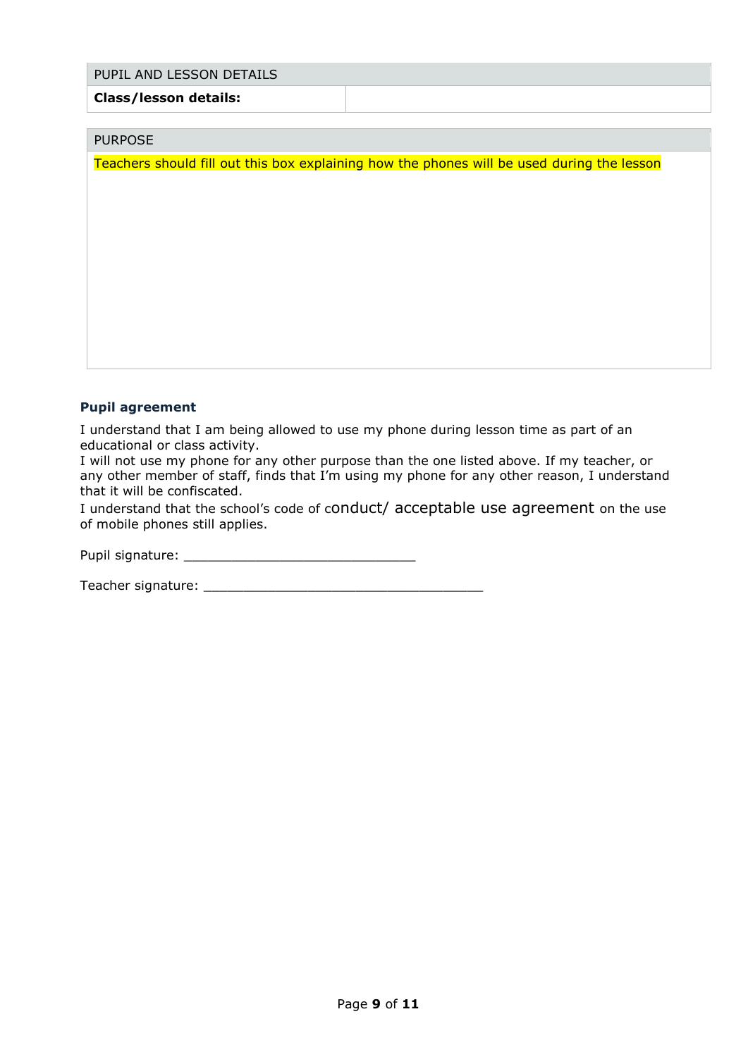| PUPIL AND LESSON DETAILS | |
|---|---|
| **Class/lesson details:** | |

| PURPOSE |
|---|
| Teachers should fill out this box explaining how the phones will be used during the lesson |

### Pupil agreement

I understand that I am being allowed to use my phone during lesson time as part of an educational or class activity.

I will not use my phone for any other purpose than the one listed above. If my teacher, or any other member of staff, finds that I'm using my phone for any other reason, I understand that it will be confiscated.

I understand that the school's code of conduct/ acceptable use agreement on the use of mobile phones still applies.

Pupil signature: ______________________________

Teacher signature: ____________________________________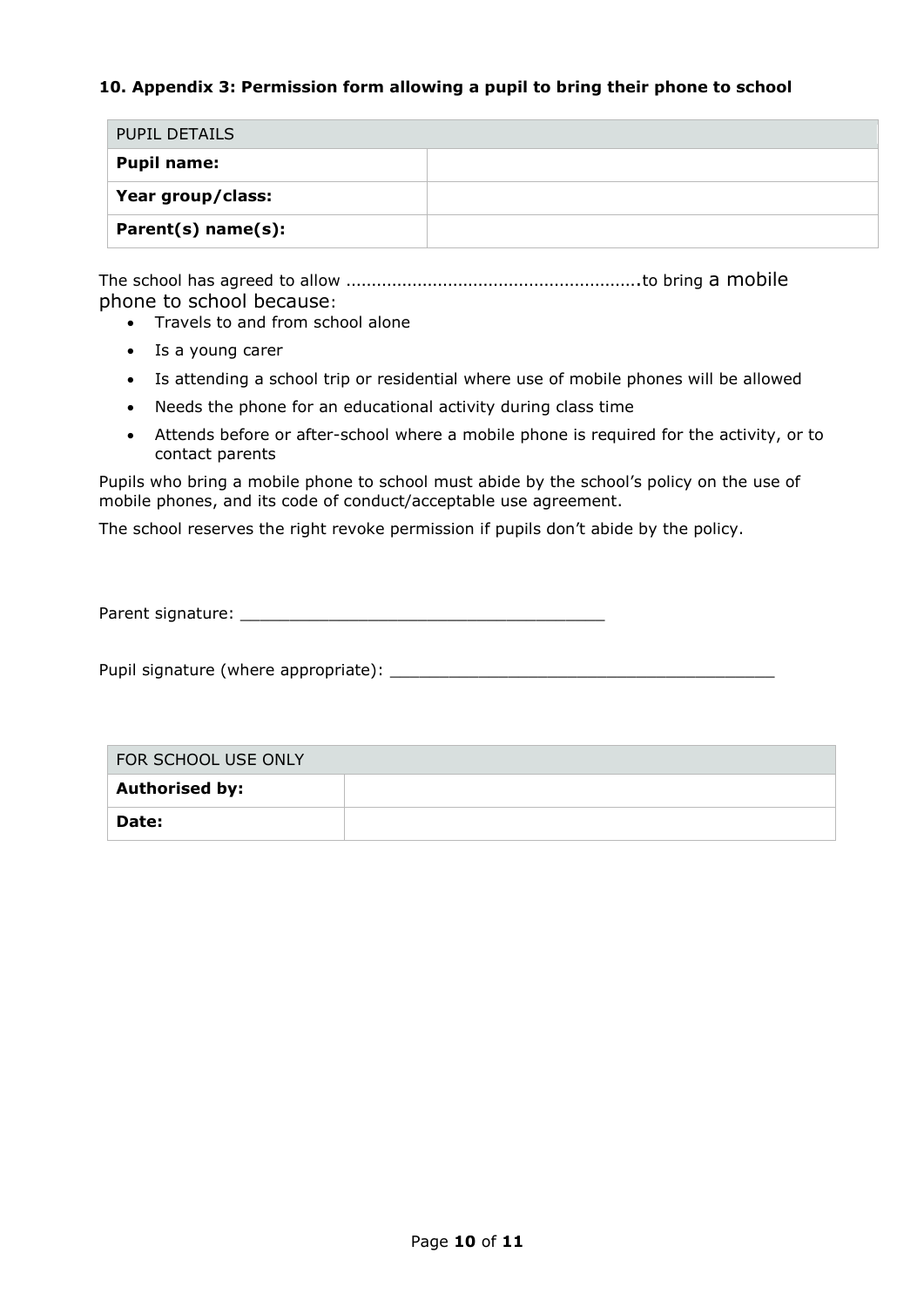### 10. Appendix 3: Permission form allowing a pupil to bring their phone to school

| PUPIL DETAILS | |
|---|---|
| **Pupil name:** | |
| **Year group/class:** | |
| **Parent(s) name(s):** | |

The school has agreed to allow ………………………………………………….to bring a mobile phone to school because:

- Travels to and from school alone
- Is a young carer
- Is attending a school trip or residential where use of mobile phones will be allowed
- Needs the phone for an educational activity during class time
- Attends before or after-school where a mobile phone is required for the activity, or to contact parents

Pupils who bring a mobile phone to school must abide by the school's policy on the use of mobile phones, and its code of conduct/acceptable use agreement.

The school reserves the right revoke permission if pupils don't abide by the policy.

Parent signature: ______________________________________

Pupil signature (where appropriate): ________________________________________

| FOR SCHOOL USE ONLY | |
|---|---|
| **Authorised by:** | |
| **Date:** | |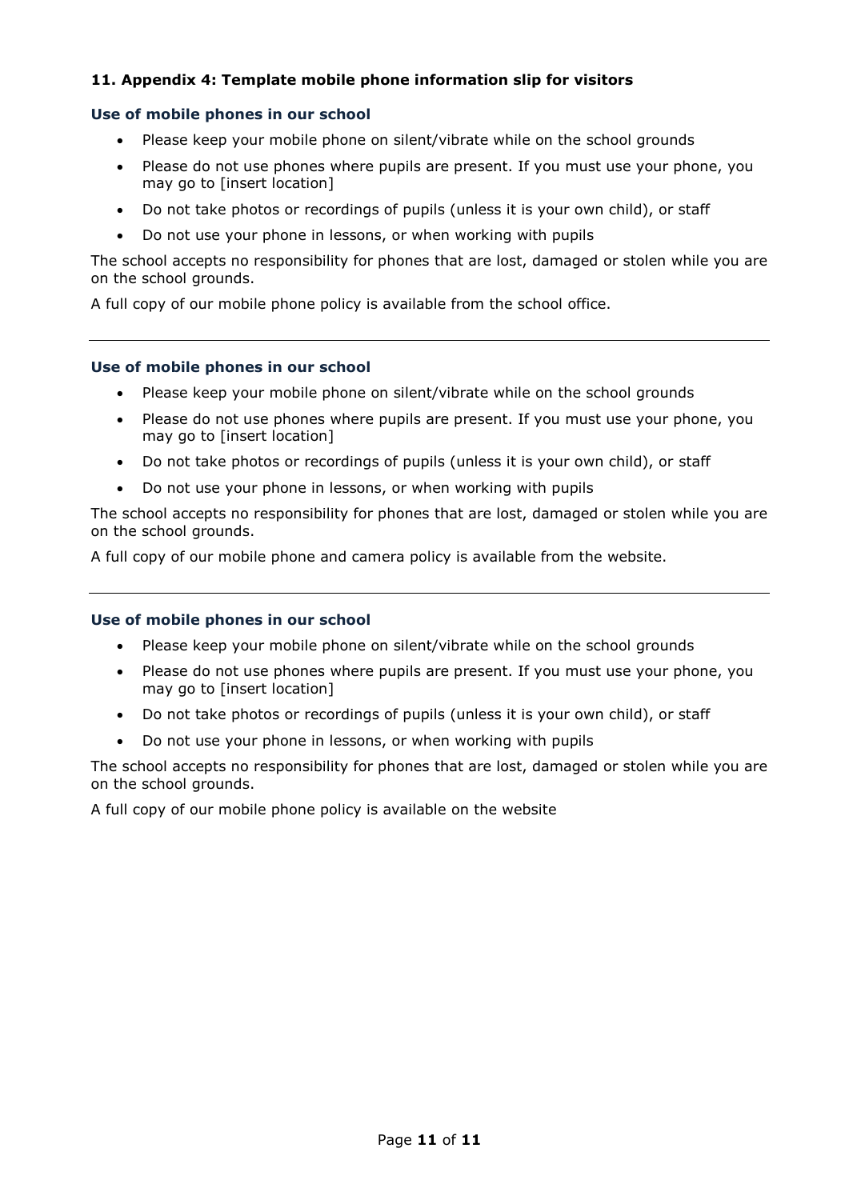### 11. Appendix 4: Template mobile phone information slip for visitors

#### Use of mobile phones in our school

- Please keep your mobile phone on silent/vibrate while on the school grounds
- Please do not use phones where pupils are present. If you must use your phone, you may go to [insert location]
- Do not take photos or recordings of pupils (unless it is your own child), or staff
- Do not use your phone in lessons, or when working with pupils

The school accepts no responsibility for phones that are lost, damaged or stolen while you are on the school grounds.

A full copy of our mobile phone policy is available from the school office.

---

#### Use of mobile phones in our school

- Please keep your mobile phone on silent/vibrate while on the school grounds
- Please do not use phones where pupils are present. If you must use your phone, you may go to [insert location]
- Do not take photos or recordings of pupils (unless it is your own child), or staff
- Do not use your phone in lessons, or when working with pupils

The school accepts no responsibility for phones that are lost, damaged or stolen while you are on the school grounds.

A full copy of our mobile phone and camera policy is available from the website.

---

#### Use of mobile phones in our school

- Please keep your mobile phone on silent/vibrate while on the school grounds
- Please do not use phones where pupils are present. If you must use your phone, you may go to [insert location]
- Do not take photos or recordings of pupils (unless it is your own child), or staff
- Do not use your phone in lessons, or when working with pupils

The school accepts no responsibility for phones that are lost, damaged or stolen while you are on the school grounds.

A full copy of our mobile phone policy is available on the website